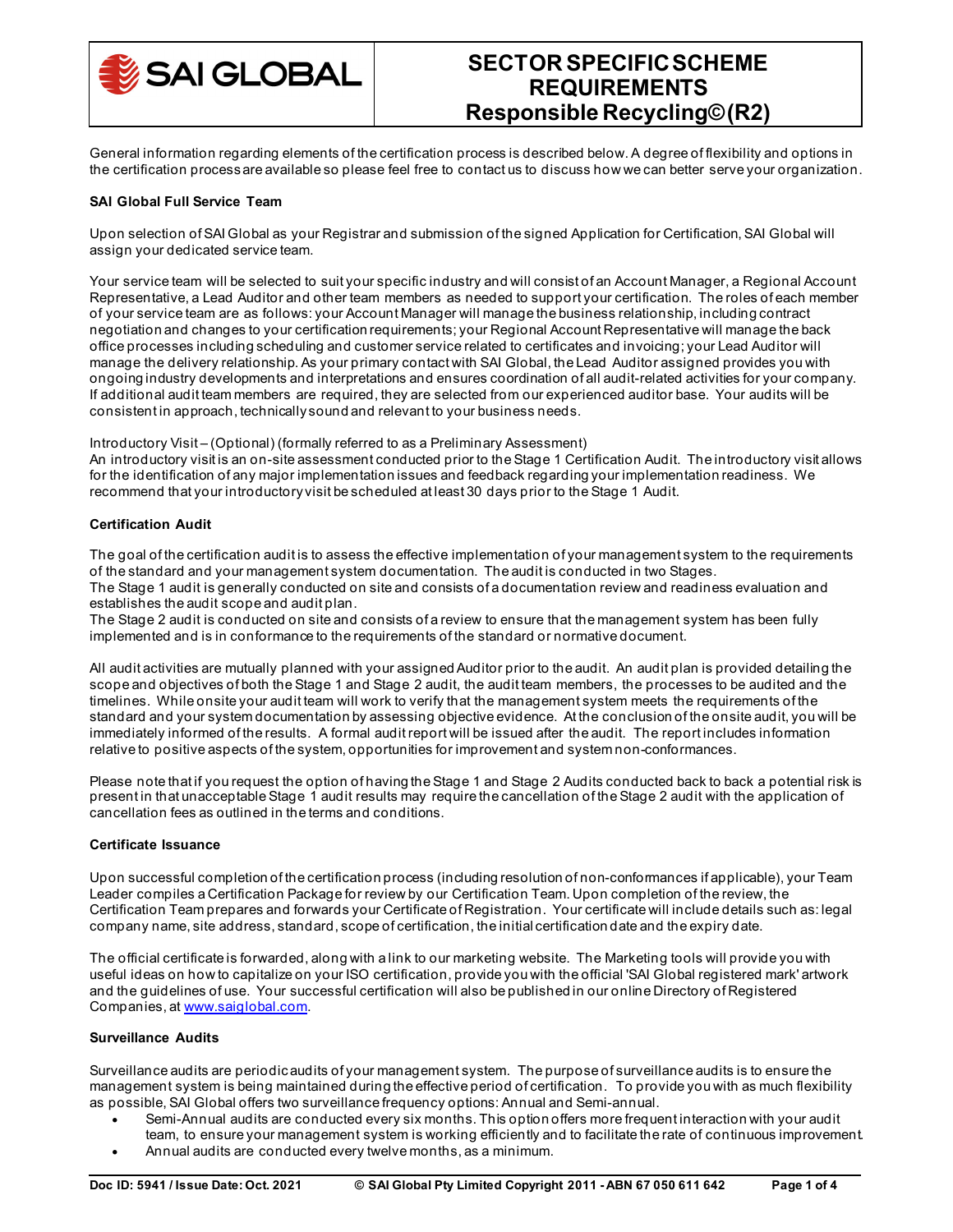# SECTOR SPECIFIC SCHEME REQUIREMENTS
# Responsible Recycling© (R2)

General information regarding elements of the certification process is described below. A degree of flexibility and options in the certification process are available so please feel free to contact us to discuss how we can better serve your organization.

**SAI Global Full Service Team**

Upon selection of SAI Global as your Registrar and submission of the signed Application for Certification, SAI Global will assign your dedicated service team.

Your service team will be selected to suit your specific industry and will consist of an Account Manager, a Regional Account Representative, a Lead Auditor and other team members as needed to support your certification. The roles of each member of your service team are as follows: your Account Manager will manage the business relationship, including contract negotiation and changes to your certification requirements; your Regional Account Representative will manage the back office processes including scheduling and customer service related to certificates and invoicing; your Lead Auditor will manage the delivery relationship. As your primary contact with SAI Global, the Lead Auditor assigned provides you with ongoing industry developments and interpretations and ensures coordination of all audit-related activities for your company. If additional audit team members are required, they are selected from our experienced auditor base. Your audits will be consistent in approach, technically sound and relevant to your business needs.

Introductory Visit – (Optional) (formally referred to as a Preliminary Assessment)
An introductory visit is an on-site assessment conducted prior to the Stage 1 Certification Audit. The introductory visit allows for the identification of any major implementation issues and feedback regarding your implementation readiness. We recommend that your introductory visit be scheduled at least 30 days prior to the Stage 1 Audit.

**Certification Audit**

The goal of the certification audit is to assess the effective implementation of your management system to the requirements of the standard and your management system documentation. The audit is conducted in two Stages.
The Stage 1 audit is generally conducted on site and consists of a documentation review and readiness evaluation and establishes the audit scope and audit plan.
The Stage 2 audit is conducted on site and consists of a review to ensure that the management system has been fully implemented and is in conformance to the requirements of the standard or normative document.

All audit activities are mutually planned with your assigned Auditor prior to the audit. An audit plan is provided detailing the scope and objectives of both the Stage 1 and Stage 2 audit, the audit team members, the processes to be audited and the timelines. While onsite your audit team will work to verify that the management system meets the requirements of the standard and your system documentation by assessing objective evidence. At the conclusion of the onsite audit, you will be immediately informed of the results. A formal audit report will be issued after the audit. The report includes information relative to positive aspects of the system, opportunities for improvement and system non-conformances.

Please note that if you request the option of having the Stage 1 and Stage 2 Audits conducted back to back a potential risk is present in that unacceptable Stage 1 audit results may require the cancellation of the Stage 2 audit with the application of cancellation fees as outlined in the terms and conditions.

**Certificate Issuance**

Upon successful completion of the certification process (including resolution of non-conformances if applicable), your Team Leader compiles a Certification Package for review by our Certification Team. Upon completion of the review, the Certification Team prepares and forwards your Certificate of Registration. Your certificate will include details such as: legal company name, site address, standard, scope of certification, the initial certification date and the expiry date.

The official certificate is forwarded, along with a link to our marketing website. The Marketing tools will provide you with useful ideas on how to capitalize on your ISO certification, provide you with the official 'SAI Global registered mark' artwork and the guidelines of use. Your successful certification will also be published in our online Directory of Registered Companies, at www.saiglobal.com.

**Surveillance Audits**

Surveillance audits are periodic audits of your management system. The purpose of surveillance audits is to ensure the management system is being maintained during the effective period of certification. To provide you with as much flexibility as possible, SAI Global offers two surveillance frequency options: Annual and Semi-annual.

- Semi-Annual audits are conducted every six months. This option offers more frequent interaction with your audit team, to ensure your management system is working efficiently and to facilitate the rate of continuous improvement.
- Annual audits are conducted every twelve months, as a minimum.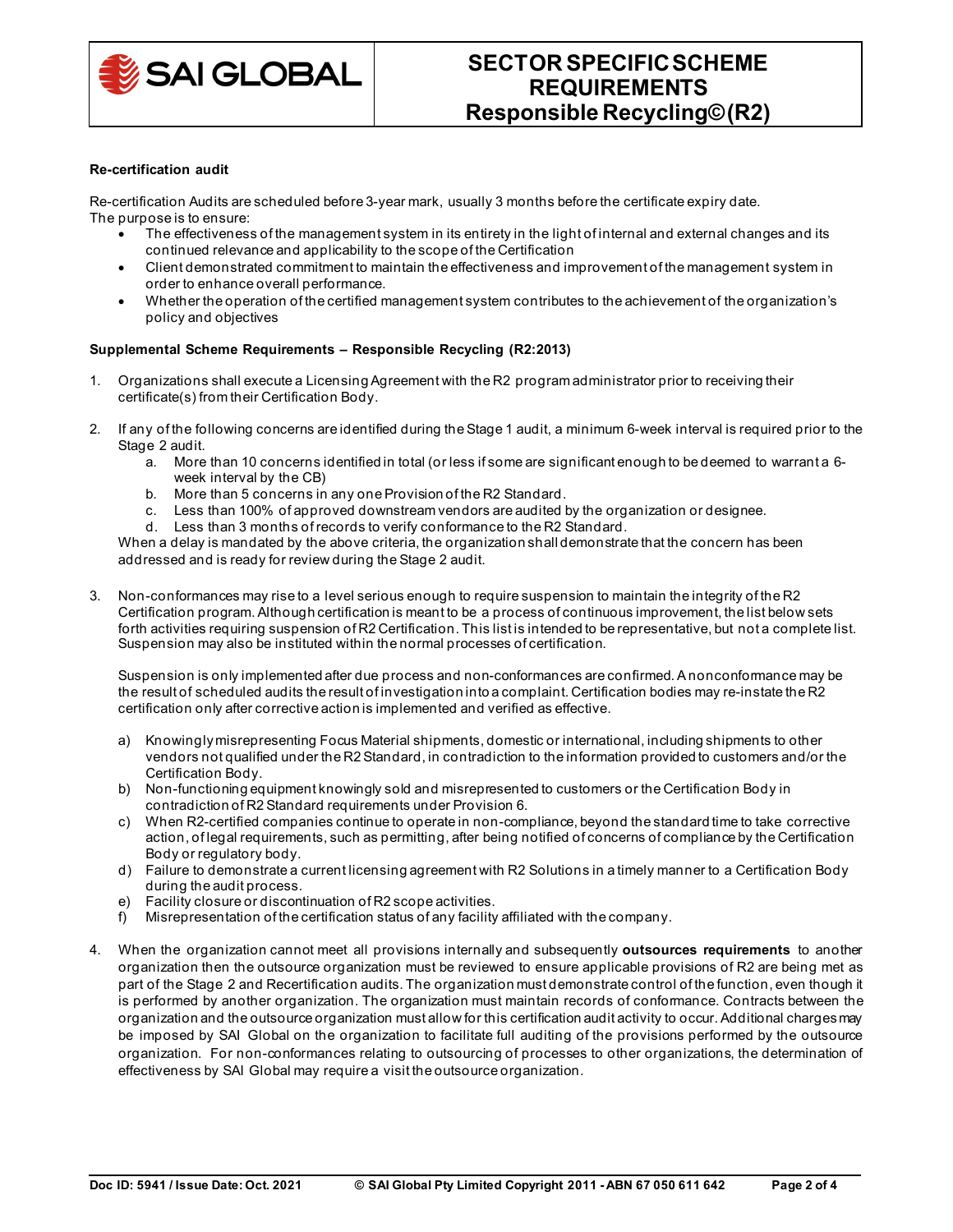**Re-certification audit**

Re-certification Audits are scheduled before 3-year mark, usually 3 months before the certificate expiry date.
The purpose is to ensure:

- The effectiveness of the management system in its entirety in the light of internal and external changes and its continued relevance and applicability to the scope of the Certification
- Client demonstrated commitment to maintain the effectiveness and improvement of the management system in order to enhance overall performance.
- Whether the operation of the certified management system contributes to the achievement of the organization's policy and objectives

**Supplemental Scheme Requirements – Responsible Recycling (R2:2013)**

1. Organizations shall execute a Licensing Agreement with the R2 program administrator prior to receiving their certificate(s) from their Certification Body.

2. If any of the following concerns are identified during the Stage 1 audit, a minimum 6-week interval is required prior to the Stage 2 audit.
   a. More than 10 concerns identified in total (or less if some are significant enough to be deemed to warrant a 6-week interval by the CB)
   b. More than 5 concerns in any one Provision of the R2 Standard.
   c. Less than 100% of approved downstream vendors are audited by the organization or designee.
   d. Less than 3 months of records to verify conformance to the R2 Standard.

   When a delay is mandated by the above criteria, the organization shall demonstrate that the concern has been addressed and is ready for review during the Stage 2 audit.

3. Non-conformances may rise to a level serious enough to require suspension to maintain the integrity of the R2 Certification program. Although certification is meant to be a process of continuous improvement, the list below sets forth activities requiring suspension of R2 Certification. This list is intended to be representative, but not a complete list. Suspension may also be instituted within the normal processes of certification.

   Suspension is only implemented after due process and non-conformances are confirmed. A nonconformance may be the result of scheduled audits the result of investigation into a complaint. Certification bodies may re-instate the R2 certification only after corrective action is implemented and verified as effective.

   a) Knowingly misrepresenting Focus Material shipments, domestic or international, including shipments to other vendors not qualified under the R2 Standard, in contradiction to the information provided to customers and/or the Certification Body.
   b) Non-functioning equipment knowingly sold and misrepresented to customers or the Certification Body in contradiction of R2 Standard requirements under Provision 6.
   c) When R2-certified companies continue to operate in non-compliance, beyond the standard time to take corrective action, of legal requirements, such as permitting, after being notified of concerns of compliance by the Certification Body or regulatory body.
   d) Failure to demonstrate a current licensing agreement with R2 Solutions in a timely manner to a Certification Body during the audit process.
   e) Facility closure or discontinuation of R2 scope activities.
   f) Misrepresentation of the certification status of any facility affiliated with the company.

4. When the organization cannot meet all provisions internally and subsequently **outsources requirements** to another organization then the outsource organization must be reviewed to ensure applicable provisions of R2 are being met as part of the Stage 2 and Recertification audits. The organization must demonstrate control of the function, even though it is performed by another organization. The organization must maintain records of conformance. Contracts between the organization and the outsource organization must allow for this certification audit activity to occur. Additional charges may be imposed by SAI Global on the organization to facilitate full auditing of the provisions performed by the outsource organization. For non-conformances relating to outsourcing of processes to other organizations, the determination of effectiveness by SAI Global may require a visit the outsource organization.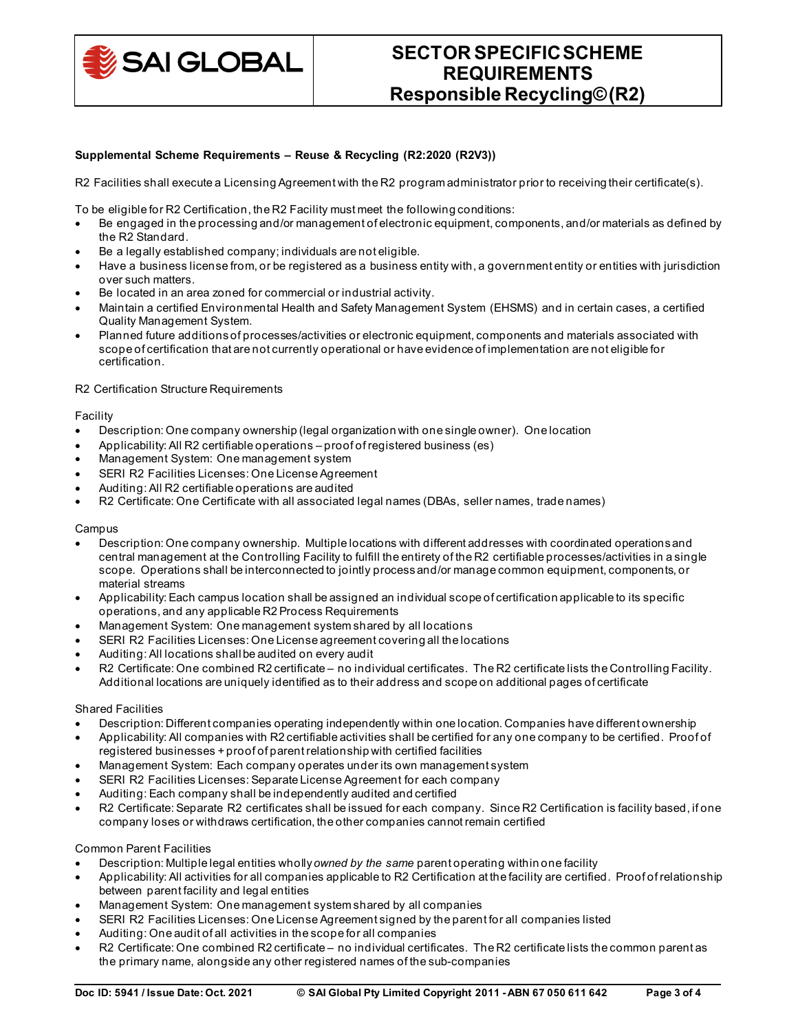**Supplemental Scheme Requirements – Reuse & Recycling (R2:2020 (R2V3))**

R2 Facilities shall execute a Licensing Agreement with the R2 program administrator prior to receiving their certificate(s).

To be eligible for R2 Certification, the R2 Facility must meet the following conditions:

- Be engaged in the processing and/or management of electronic equipment, components, and/or materials as defined by the R2 Standard.
- Be a legally established company; individuals are not eligible.
- Have a business license from, or be registered as a business entity with, a government entity or entities with jurisdiction over such matters.
- Be located in an area zoned for commercial or industrial activity.
- Maintain a certified Environmental Health and Safety Management System (EHSMS) and in certain cases, a certified Quality Management System.
- Planned future additions of processes/activities or electronic equipment, components and materials associated with scope of certification that are not currently operational or have evidence of implementation are not eligible for certification.

R2 Certification Structure Requirements

Facility

- Description: One company ownership (legal organization with one single owner). One location
- Applicability: All R2 certifiable operations – proof of registered business (es)
- Management System: One management system
- SERI R2 Facilities Licenses: One License Agreement
- Auditing: All R2 certifiable operations are audited
- R2 Certificate: One Certificate with all associated legal names (DBAs, seller names, trade names)

Campus

- Description: One company ownership. Multiple locations with different addresses with coordinated operations and central management at the Controlling Facility to fulfill the entirety of the R2 certifiable processes/activities in a single scope. Operations shall be interconnected to jointly process and/or manage common equipment, components, or material streams
- Applicability: Each campus location shall be assigned an individual scope of certification applicable to its specific operations, and any applicable R2 Process Requirements
- Management System: One management system shared by all locations
- SERI R2 Facilities Licenses: One License agreement covering all the locations
- Auditing: All locations shall be audited on every audit
- R2 Certificate: One combined R2 certificate – no individual certificates. The R2 certificate lists the Controlling Facility. Additional locations are uniquely identified as to their address and scope on additional pages of certificate

Shared Facilities

- Description: Different companies operating independently within one location. Companies have different ownership
- Applicability: All companies with R2 certifiable activities shall be certified for any one company to be certified. Proof of registered businesses + proof of parent relationship with certified facilities
- Management System: Each company operates under its own management system
- SERI R2 Facilities Licenses: Separate License Agreement for each company
- Auditing: Each company shall be independently audited and certified
- R2 Certificate: Separate R2 certificates shall be issued for each company. Since R2 Certification is facility based, if one company loses or withdraws certification, the other companies cannot remain certified

Common Parent Facilities

- Description: Multiple legal entities wholly *owned by the same* parent operating within one facility
- Applicability: All activities for all companies applicable to R2 Certification at the facility are certified. Proof of relationship between parent facility and legal entities
- Management System: One management system shared by all companies
- SERI R2 Facilities Licenses: One License Agreement signed by the parent for all companies listed
- Auditing: One audit of all activities in the scope for all companies
- R2 Certificate: One combined R2 certificate – no individual certificates. The R2 certificate lists the common parent as the primary name, alongside any other registered names of the sub-companies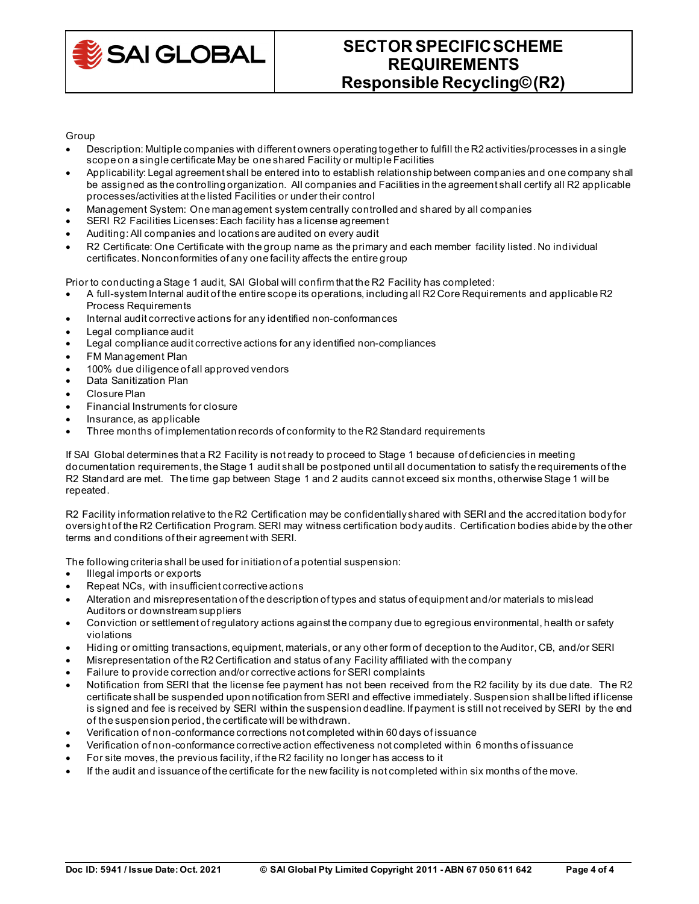Group

- Description: Multiple companies with different owners operating together to fulfill the R2 activities/processes in a single scope on a single certificate May be one shared Facility or multiple Facilities
- Applicability: Legal agreement shall be entered into to establish relationship between companies and one company shall be assigned as the controlling organization. All companies and Facilities in the agreement shall certify all R2 applicable processes/activities at the listed Facilities or under their control
- Management System: One management system centrally controlled and shared by all companies
- SERI R2 Facilities Licenses: Each facility has a license agreement
- Auditing: All companies and locations are audited on every audit
- R2 Certificate: One Certificate with the group name as the primary and each member facility listed. No individual certificates. Nonconformities of any one facility affects the entire group

Prior to conducting a Stage 1 audit, SAI Global will confirm that the R2 Facility has completed:

- A full-system Internal audit of the entire scope its operations, including all R2 Core Requirements and applicable R2 Process Requirements
- Internal audit corrective actions for any identified non-conformances
- Legal compliance audit
- Legal compliance audit corrective actions for any identified non-compliances
- FM Management Plan
- 100% due diligence of all approved vendors
- Data Sanitization Plan
- Closure Plan
- Financial Instruments for closure
- Insurance, as applicable
- Three months of implementation records of conformity to the R2 Standard requirements

If SAI Global determines that a R2 Facility is not ready to proceed to Stage 1 because of deficiencies in meeting documentation requirements, the Stage 1 audit shall be postponed until all documentation to satisfy the requirements of the R2 Standard are met. The time gap between Stage 1 and 2 audits cannot exceed six months, otherwise Stage 1 will be repeated.

R2 Facility information relative to the R2 Certification may be confidentially shared with SERI and the accreditation body for oversight of the R2 Certification Program. SERI may witness certification body audits. Certification bodies abide by the other terms and conditions of their agreement with SERI.

The following criteria shall be used for initiation of a potential suspension:

- Illegal imports or exports
- Repeat NCs, with insufficient corrective actions
- Alteration and misrepresentation of the description of types and status of equipment and/or materials to mislead Auditors or downstream suppliers
- Conviction or settlement of regulatory actions against the company due to egregious environmental, health or safety violations
- Hiding or omitting transactions, equipment, materials, or any other form of deception to the Auditor, CB, and/or SERI
- Misrepresentation of the R2 Certification and status of any Facility affiliated with the company
- Failure to provide correction and/or corrective actions for SERI complaints
- Notification from SERI that the license fee payment has not been received from the R2 facility by its due date. The R2 certificate shall be suspended upon notification from SERI and effective immediately. Suspension shall be lifted if license is signed and fee is received by SERI within the suspension deadline. If payment is still not received by SERI by the end of the suspension period, the certificate will be withdrawn.
- Verification of non-conformance corrections not completed within 60 days of issuance
- Verification of non-conformance corrective action effectiveness not completed within 6 months of issuance
- For site moves, the previous facility, if the R2 facility no longer has access to it
- If the audit and issuance of the certificate for the new facility is not completed within six months of the move.